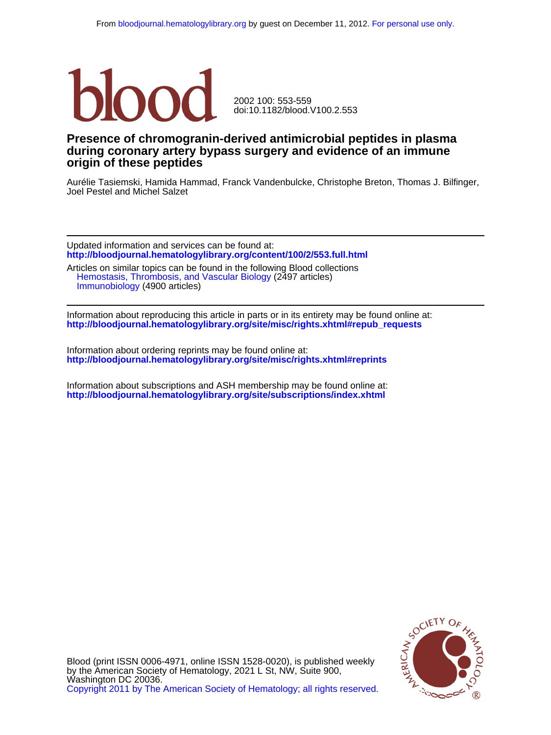From bloodjournal.hematologylibrary.org by guest on December 11, 2012. For personal use only.

blood

2002 100: 553-559
doi:10.1182/blood.V100.2.553

# Presence of chromogranin-derived antimicrobial peptides in plasma during coronary artery bypass surgery and evidence of an immune origin of these peptides

Aurélie Tasiemski, Hamida Hammad, Franck Vandenbulcke, Christophe Breton, Thomas J. Bilfinger, Joel Pestel and Michel Salzet

---

Updated information and services can be found at:
**http://bloodjournal.hematologylibrary.org/content/100/2/553.full.html**

Articles on similar topics can be found in the following Blood collections
- Hemostasis, Thrombosis, and Vascular Biology (2497 articles)
- Immunobiology (4900 articles)

---

Information about reproducing this article in parts or in its entirety may be found online at:
**http://bloodjournal.hematologylibrary.org/site/misc/rights.xhtml#repub_requests**

Information about ordering reprints may be found online at:
**http://bloodjournal.hematologylibrary.org/site/misc/rights.xhtml#reprints**

Information about subscriptions and ASH membership may be found online at:
**http://bloodjournal.hematologylibrary.org/site/subscriptions/index.xhtml**

Blood (print ISSN 0006-4971, online ISSN 1528-0020), is published weekly by the American Society of Hematology, 2021 L St, NW, Suite 900, Washington DC 20036.
Copyright 2011 by The American Society of Hematology; all rights reserved.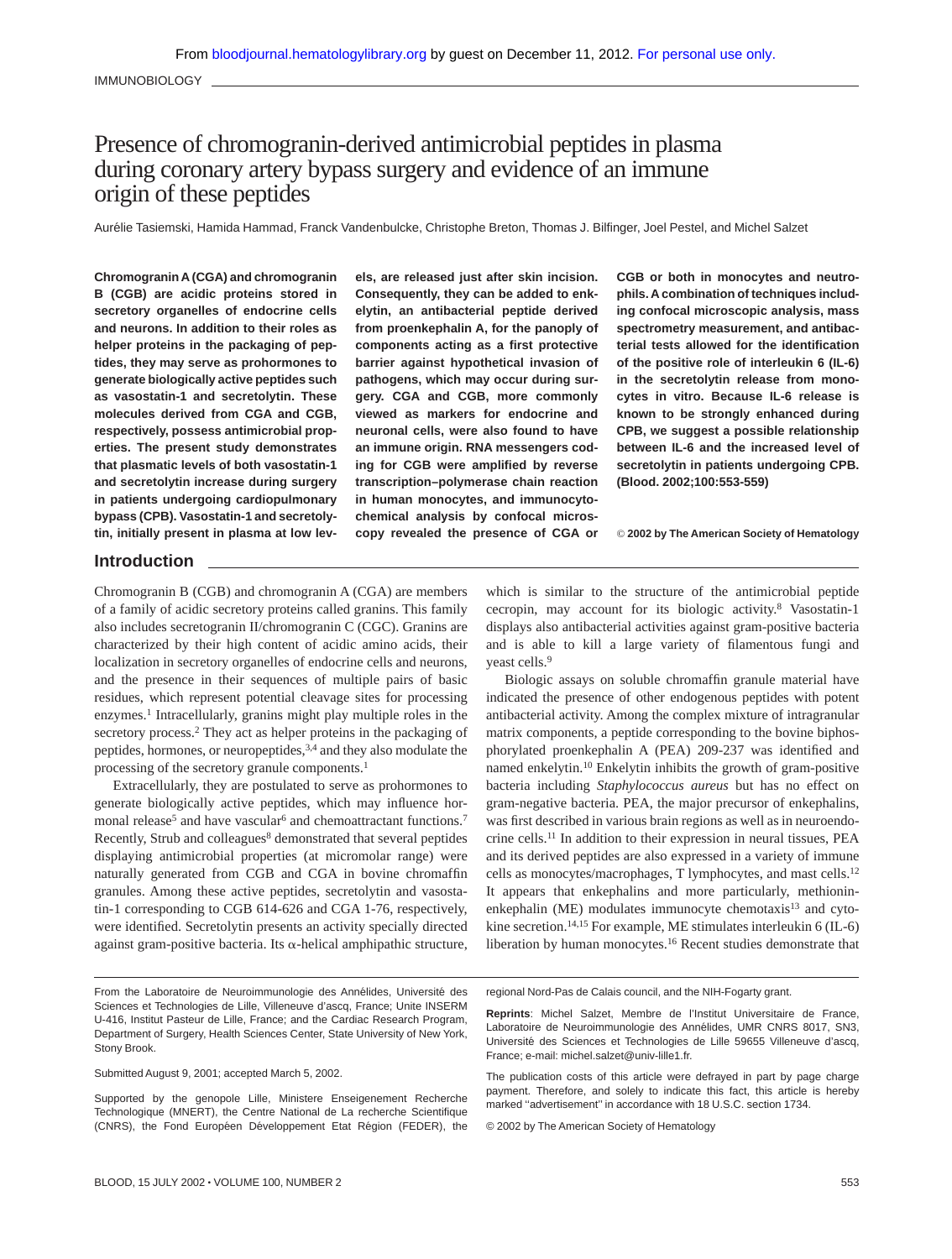IMMUNOBIOLOGY

# Presence of chromogranin-derived antimicrobial peptides in plasma during coronary artery bypass surgery and evidence of an immune origin of these peptides

Aurélie Tasiemski, Hamida Hammad, Franck Vandenbulcke, Christophe Breton, Thomas J. Bilfinger, Joel Pestel, and Michel Salzet

**Chromogranin A (CGA) and chromogranin B (CGB) are acidic proteins stored in secretory organelles of endocrine cells and neurons. In addition to their roles as helper proteins in the packaging of peptides, they may serve as prohormones to generate biologically active peptides such as vasostatin-1 and secretolytin. These molecules derived from CGA and CGB, respectively, possess antimicrobial properties. The present study demonstrates that plasmatic levels of both vasostatin-1 and secretolytin increase during surgery in patients undergoing cardiopulmonary bypass (CPB). Vasostatin-1 and secretolytin, initially present in plasma at low levels, are released just after skin incision. Consequently, they can be added to enkelytin, an antibacterial peptide derived from proenkephalin A, for the panoply of components acting as a first protective barrier against hypothetical invasion of pathogens, which may occur during surgery. CGA and CGB, more commonly viewed as markers for endocrine and neuronal cells, were also found to have an immune origin. RNA messengers coding for CGB were amplified by reverse transcription–polymerase chain reaction in human monocytes, and immunocytochemical analysis by confocal microscopy revealed the presence of CGA or CGB or both in monocytes and neutrophils. A combination of techniques including confocal microscopic analysis, mass spectrometry measurement, and antibacterial tests allowed for the identification of the positive role of interleukin 6 (IL-6) in the secretolytin release from monocytes in vitro. Because IL-6 release is known to be strongly enhanced during CPB, we suggest a possible relationship between IL-6 and the increased level of secretolytin in patients undergoing CPB. (Blood. 2002;100:553-559)**

© **2002 by The American Society of Hematology**

## Introduction

Chromogranin B (CGB) and chromogranin A (CGA) are members of a family of acidic secretory proteins called granins. This family also includes secretogranin II/chromogranin C (CGC). Granins are characterized by their high content of acidic amino acids, their localization in secretory organelles of endocrine cells and neurons, and the presence in their sequences of multiple pairs of basic residues, which represent potential cleavage sites for processing enzymes.[1] Intracellularly, granins might play multiple roles in the secretory process.[2] They act as helper proteins in the packaging of peptides, hormones, or neuropeptides,[3,4] and they also modulate the processing of the secretory granule components.[1]

Extracellularly, they are postulated to serve as prohormones to generate biologically active peptides, which may influence hormonal release[5] and have vascular[6] and chemoattractant functions.[7] Recently, Strub and colleagues[8] demonstrated that several peptides displaying antimicrobial properties (at micromolar range) were naturally generated from CGB and CGA in bovine chromaffin granules. Among these active peptides, secretolytin and vasostatin-1 corresponding to CGB 614-626 and CGA 1-76, respectively, were identified. Secretolytin presents an activity specially directed against gram-positive bacteria. Its α-helical amphipathic structure, which is similar to the structure of the antimicrobial peptide cecropin, may account for its biologic activity.[8] Vasostatin-1 displays also antibacterial activities against gram-positive bacteria and is able to kill a large variety of filamentous fungi and yeast cells.[9]

Biologic assays on soluble chromaffin granule material have indicated the presence of other endogenous peptides with potent antibacterial activity. Among the complex mixture of intragranular matrix components, a peptide corresponding to the bovine biphosphorylated proenkephalin A (PEA) 209-237 was identified and named enkelytin.[10] Enkelytin inhibits the growth of gram-positive bacteria including *Staphylococcus aureus* but has no effect on gram-negative bacteria. PEA, the major precursor of enkephalins, was first described in various brain regions as well as in neuroendocrine cells.[11] In addition to their expression in neural tissues, PEA and its derived peptides are also expressed in a variety of immune cells as monocytes/macrophages, T lymphocytes, and mast cells.[12] It appears that enkephalins and more particularly, methioninenkephalin (ME) modulates immunocyte chemotaxis[13] and cytokine secretion.[14,15] For example, ME stimulates interleukin 6 (IL-6) liberation by human monocytes.[16] Recent studies demonstrate that

From the Laboratoire de Neuroimmunologie des Annélides, Université des Sciences et Technologies de Lille, Villeneuve d'ascq, France; Unite INSERM U-416, Institut Pasteur de Lille, France; and the Cardiac Research Program, Department of Surgery, Health Sciences Center, State University of New York, Stony Brook.

Submitted August 9, 2001; accepted March 5, 2002.

Supported by the genopole Lille, Ministere Enseignement Recherche Technologique (MNERT), the Centre National de La recherche Scientifique (CNRS), the Fond Européen Développement Etat Région (FEDER), the regional Nord-Pas de Calais council, and the NIH-Fogarty grant.

**Reprints**: Michel Salzet, Membre de l'Institut Universitaire de France, Laboratoire de Neuroimmunologie des Annélides, UMR CNRS 8017, SN3, Université des Sciences et Technologies de Lille 59655 Villeneuve d'ascq, France; e-mail: michel.salzet@univ-lille1.fr.

The publication costs of this article were defrayed in part by page charge payment. Therefore, and solely to indicate this fact, this article is hereby marked "advertisement" in accordance with 18 U.S.C. section 1734.

© 2002 by The American Society of Hematology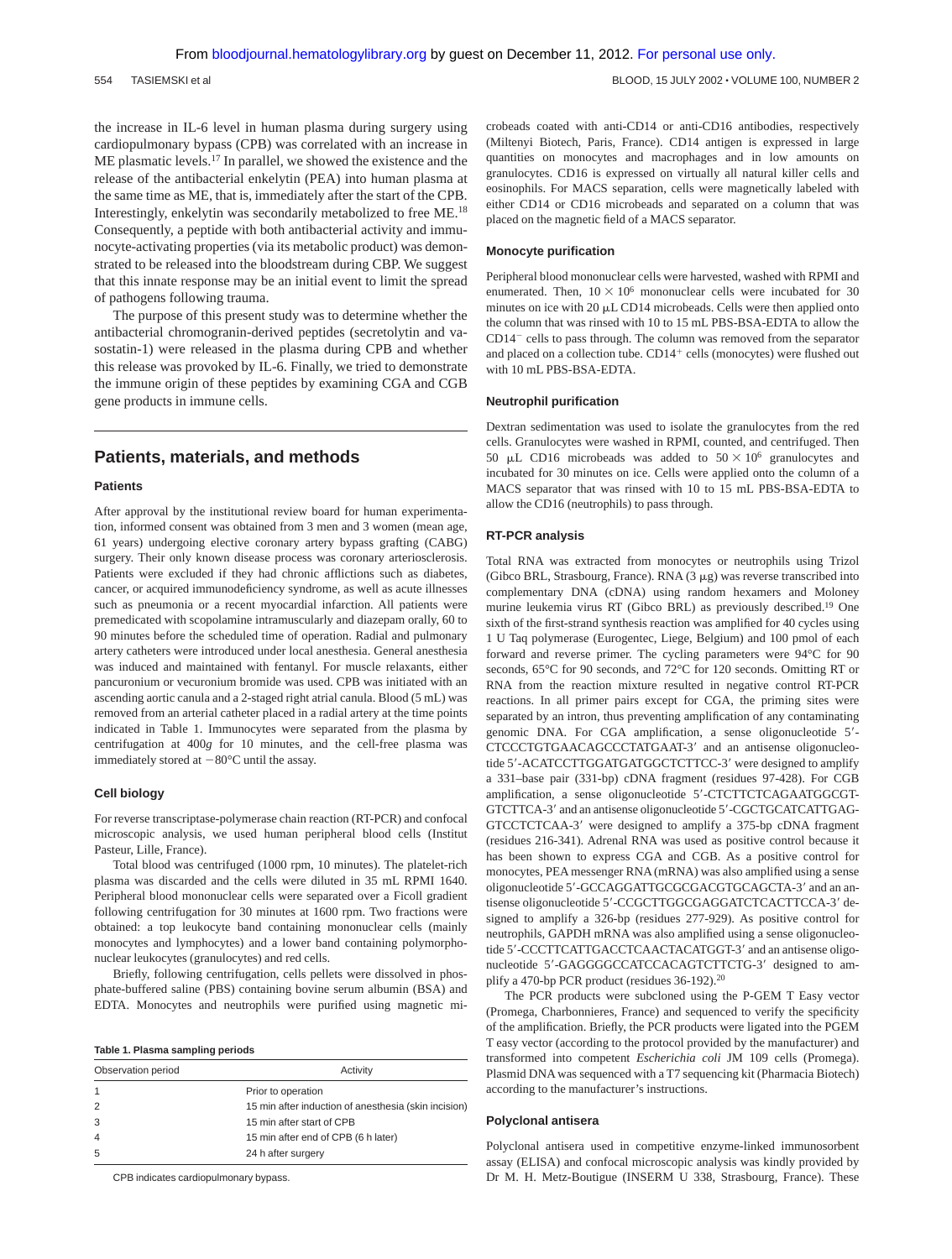the increase in IL-6 level in human plasma during surgery using cardiopulmonary bypass (CPB) was correlated with an increase in ME plasmatic levels.[17] In parallel, we showed the existence and the release of the antibacterial enkelytin (PEA) into human plasma at the same time as ME, that is, immediately after the start of the CPB. Interestingly, enkelytin was secondarily metabolized to free ME.[18] Consequently, a peptide with both antibacterial activity and immunocyte-activating properties (via its metabolic product) was demonstrated to be released into the bloodstream during CPB. We suggest that this innate response may be an initial event to limit the spread of pathogens following trauma.

The purpose of this present study was to determine whether the antibacterial chromogranin-derived peptides (secretolytin and vasostatin-1) were released in the plasma during CPB and whether this release was provoked by IL-6. Finally, we tried to demonstrate the immune origin of these peptides by examining CGA and CGB gene products in immune cells.

## Patients, materials, and methods

### Patients

After approval by the institutional review board for human experimentation, informed consent was obtained from 3 men and 3 women (mean age, 61 years) undergoing elective coronary artery bypass grafting (CABG) surgery. Their only known disease process was coronary arteriosclerosis. Patients were excluded if they had chronic afflictions such as diabetes, cancer, or acquired immunodeficiency syndrome, as well as acute illnesses such as pneumonia or a recent myocardial infarction. All patients were premedicated with scopolamine intramuscularly and diazepam orally, 60 to 90 minutes before the scheduled time of operation. Radial and pulmonary artery catheters were introduced under local anesthesia. General anesthesia was induced and maintained with fentanyl. For muscle relaxants, either pancuronium or vecuronium bromide was used. CPB was initiated with an ascending aortic canula and a 2-staged right atrial canula. Blood (5 mL) was removed from an arterial catheter placed in a radial artery at the time points indicated in Table 1. Immunocytes were separated from the plasma by centrifugation at 400*g* for 10 minutes, and the cell-free plasma was immediately stored at −80°C until the assay.

### Cell biology

For reverse transcriptase-polymerase chain reaction (RT-PCR) and confocal microscopic analysis, we used human peripheral blood cells (Institut Pasteur, Lille, France).

Total blood was centrifuged (1000 rpm, 10 minutes). The platelet-rich plasma was discarded and the cells were diluted in 35 mL RPMI 1640. Peripheral blood mononuclear cells were separated over a Ficoll gradient following centrifugation for 30 minutes at 1600 rpm. Two fractions were obtained: a top leukocyte band containing mononuclear cells (mainly monocytes and lymphocytes) and a lower band containing polymorphonuclear leukocytes (granulocytes) and red cells.

Briefly, following centrifugation, cells pellets were dissolved in phosphate-buffered saline (PBS) containing bovine serum albumin (BSA) and EDTA. Monocytes and neutrophils were purified using magnetic microbeads coated with anti-CD14 or anti-CD16 antibodies, respectively (Miltenyi Biotech, Paris, France). CD14 antigen is expressed in large quantities on monocytes and macrophages and in low amounts on granulocytes. CD16 is expressed on virtually all natural killer cells and eosinophils. For MACS separation, cells were magnetically labeled with either CD14 or CD16 microbeads and separated on a column that was placed on the magnetic field of a MACS separator.

**Table 1. Plasma sampling periods**

| Observation period | Activity |
|---|---|
| 1 | Prior to operation |
| 2 | 15 min after induction of anesthesia (skin incision) |
| 3 | 15 min after start of CPB |
| 4 | 15 min after end of CPB (6 h later) |
| 5 | 24 h after surgery |

CPB indicates cardiopulmonary bypass.

### Monocyte purification

Peripheral blood mononuclear cells were harvested, washed with RPMI and enumerated. Then, $10 \times 10^6$ mononuclear cells were incubated for 30 minutes on ice with 20 μL CD14 microbeads. Cells were then applied onto the column that was rinsed with 10 to 15 mL PBS-BSA-EDTA to allow the $CD14^-$ cells to pass through. The column was removed from the separator and placed on a collection tube. $CD14^+$ cells (monocytes) were flushed out with 10 mL PBS-BSA-EDTA.

### Neutrophil purification

Dextran sedimentation was used to isolate the granulocytes from the red cells. Granulocytes were washed in RPMI, counted, and centrifuged. Then 50 μL CD16 microbeads was added to $50 \times 10^6$ granulocytes and incubated for 30 minutes on ice. Cells were applied onto the column of a MACS separator that was rinsed with 10 to 15 mL PBS-BSA-EDTA to allow the CD16 (neutrophils) to pass through.

### RT-PCR analysis

Total RNA was extracted from monocytes or neutrophils using Trizol (Gibco BRL, Strasbourg, France). RNA (3 μg) was reverse transcribed into complementary DNA (cDNA) using random hexamers and Moloney murine leukemia virus RT (Gibco BRL) as previously described.[19] One sixth of the first-strand synthesis reaction was amplified for 40 cycles using 1 U Taq polymerase (Eurogentec, Liege, Belgium) and 100 pmol of each forward and reverse primer. The cycling parameters were 94°C for 90 seconds, 65°C for 90 seconds, and 72°C for 120 seconds. Omitting RT or RNA from the reaction mixture resulted in negative control RT-PCR reactions. In all primer pairs except for CGA, the priming sites were separated by an intron, thus preventing amplification of any contaminating genomic DNA. For CGA amplification, a sense oligonucleotide 5′-CTCCCTGTGAACAGCCCTATGAAT-3′ and an antisense oligonucleotide 5′-ACATCCTTGGATGATGGCTCTTCC-3′ were designed to amplify a 331–base pair (331-bp) cDNA fragment (residues 97-428). For CGB amplification, a sense oligonucleotide 5′-CTCTTCTCAGAATGGCGTGTCTTCA-3′ and an antisense oligonucleotide 5′-CGCTGCATCATTGAGGTCCTCTCAA-3′ were designed to amplify a 375-bp cDNA fragment (residues 216-341). Adrenal RNA was used as positive control because it has been shown to express CGA and CGB. As a positive control for monocytes, PEA messenger RNA (mRNA) was also amplified using a sense oligonucleotide 5′-GCCAGGATTGCGCGACGTGCAGCTA-3′ and an antisense oligonucleotide 5′-CCGCTTGGCGAGGATCTCACTTCCA-3′ designed to amplify a 326-bp (residues 277-929). As positive control for neutrophils, GAPDH mRNA was also amplified using a sense oligonucleotide 5′-CCCTTCATTGACCTCAACTACATGGT-3′ and an antisense oligonucleotide 5′-GAGGGGCCATCCACAGTCTTCTG-3′ designed to amplify a 470-bp PCR product (residues 36-192).[20]

The PCR products were subcloned using the P-GEM T Easy vector (Promega, Charbonnieres, France) and sequenced to verify the specificity of the amplification. Briefly, the PCR products were ligated into the PGEM T easy vector (according to the protocol provided by the manufacturer) and transformed into competent *Escherichia coli* JM 109 cells (Promega). Plasmid DNA was sequenced with a T7 sequencing kit (Pharmacia Biotech) according to the manufacturer's instructions.

### Polyclonal antisera

Polyclonal antisera used in competitive enzyme-linked immunosorbent assay (ELISA) and confocal microscopic analysis was kindly provided by Dr M. H. Metz-Boutigue (INSERM U 338, Strasbourg, France). These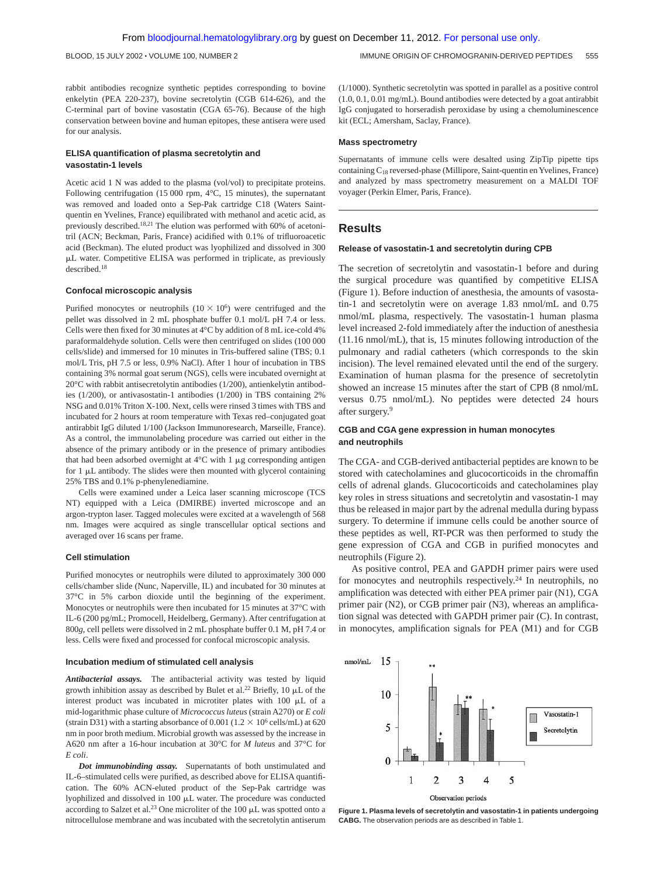rabbit antibodies recognize synthetic peptides corresponding to bovine enkelytin (PEA 220-237), bovine secretolytin (CGB 614-626), and the C-terminal part of bovine vasostatin (CGA 65-76). Because of the high conservation between bovine and human epitopes, these antisera were used for our analysis.

### ELISA quantification of plasma secretolytin and vasostatin-1 levels

Acetic acid 1 N was added to the plasma (vol/vol) to precipitate proteins. Following centrifugation (15 000 rpm, 4°C, 15 minutes), the supernatant was removed and loaded onto a Sep-Pak cartridge C18 (Waters Saint-quentin en Yvelines, France) equilibrated with methanol and acetic acid, as previously described.[18,21] The elution was performed with 60% of acetonitril (ACN; Beckman, Paris, France) acidified with 0.1% of trifluoroacetic acid (Beckman). The eluted product was lyophilized and dissolved in 300 μL water. Competitive ELISA was performed in triplicate, as previously described.[18]

### Confocal microscopic analysis

Purified monocytes or neutrophils ($10 \times 10^6$) were centrifuged and the pellet was dissolved in 2 mL phosphate buffer 0.1 mol/L pH 7.4 or less. Cells were then fixed for 30 minutes at 4°C by addition of 8 mL ice-cold 4% paraformaldehyde solution. Cells were then centrifuged on slides (100 000 cells/slide) and immersed for 10 minutes in Tris-buffered saline (TBS; 0.1 mol/L Tris, pH 7.5 or less, 0.9% NaCl). After 1 hour of incubation in TBS containing 3% normal goat serum (NGS), cells were incubated overnight at 20°C with rabbit antisecretolytin antibodies (1/200), antienkelytin antibodies (1/200), or antivasostatin-1 antibodies (1/200) in TBS containing 2% NSG and 0.01% Triton X-100. Next, cells were rinsed 3 times with TBS and incubated for 2 hours at room temperature with Texas red–conjugated goat antirabbit IgG diluted 1/100 (Jackson Immunoresearch, Marseille, France). As a control, the immunolabeling procedure was carried out either in the absence of the primary antibody or in the presence of primary antibodies that had been adsorbed overnight at 4°C with 1 μg corresponding antigen for 1 μL antibody. The slides were then mounted with glycerol containing 25% TBS and 0.1% p-phenylenediamine.

Cells were examined under a Leica laser scanning microscope (TCS NT) equipped with a Leica (DMIRBE) inverted microscope and an argon-trypton laser. Tagged molecules were excited at a wavelength of 568 nm. Images were acquired as single transcellular optical sections and averaged over 16 scans per frame.

### Cell stimulation

Purified monocytes or neutrophils were diluted to approximately 300 000 cells/chamber slide (Nunc, Naperville, IL) and incubated for 30 minutes at 37°C in 5% carbon dioxide until the beginning of the experiment. Monocytes or neutrophils were then incubated for 15 minutes at 37°C with IL-6 (200 pg/mL; Promocell, Heidelberg, Germany). After centrifugation at 800*g*, cell pellets were dissolved in 2 mL phosphate buffer 0.1 M, pH 7.4 or less. Cells were fixed and processed for confocal microscopic analysis.

### Incubation medium of stimulated cell analysis

***Antibacterial assays.*** The antibacterial activity was tested by liquid growth inhibition assay as described by Bulet et al.[22] Briefly, 10 μL of the interest product was incubated in microtiter plates with 100 μL of a mid-logarithmic phase culture of *Micrococcus luteus* (strain A270) or *E coli* (strain D31) with a starting absorbance of 0.001 ($1.2 \times 10^6$ cells/mL) at 620 nm in poor broth medium. Microbial growth was assessed by the increase in A620 nm after a 16-hour incubation at 30°C for *M luteus* and 37°C for *E coli*.

***Dot immunobinding assay.*** Supernatants of both unstimulated and IL-6–stimulated cells were purified, as described above for ELISA quantification. The 60% ACN-eluted product of the Sep-Pak cartridge was lyophilized and dissolved in 100 μL water. The procedure was conducted according to Salzet et al.[23] One microliter of the 100 μL was spotted onto a nitrocellulose membrane and was incubated with the secretolytin antiserum (1/1000). Synthetic secretolytin was spotted in parallel as a positive control (1.0, 0.1, 0.01 mg/mL). Bound antibodies were detected by a goat antirabbit IgG conjugated to horseradish peroxidase by using a chemoluminescence kit (ECL; Amersham, Saclay, France).

### Mass spectrometry

Supernatants of immune cells were desalted using ZipTip pipette tips containing $C_{18}$ reversed-phase (Millipore, Saint-quentin en Yvelines, France) and analyzed by mass spectrometry measurement on a MALDI TOF voyager (Perkin Elmer, Paris, France).

## Results

### Release of vasostatin-1 and secretolytin during CPB

The secretion of secretolytin and vasostatin-1 before and during the surgical procedure was quantified by competitive ELISA (Figure 1). Before induction of anesthesia, the amounts of vasostatin-1 and secretolytin were on average 1.83 nmol/mL and 0.75 nmol/mL plasma, respectively. The vasostatin-1 human plasma level increased 2-fold immediately after the induction of anesthesia (11.16 nmol/mL), that is, 15 minutes following introduction of the pulmonary and radial catheters (which corresponds to the skin incision). The level remained elevated until the end of the surgery. Examination of human plasma for the presence of secretolytin showed an increase 15 minutes after the start of CPB (8 nmol/mL versus 0.75 nmol/mL). No peptides were detected 24 hours after surgery.[9]

### CGB and CGA gene expression in human monocytes and neutrophils

The CGA- and CGB-derived antibacterial peptides are known to be stored with catecholamines and glucocorticoids in the chromaffin cells of adrenal glands. Glucocorticoids and catecholamines play key roles in stress situations and secretolytin and vasostatin-1 may thus be released in major part by the adrenal medulla during bypass surgery. To determine if immune cells could be another source of these peptides as well, RT-PCR was then performed to study the gene expression of CGA and CGB in purified monocytes and neutrophils (Figure 2).

As positive control, PEA and GAPDH primer pairs were used for monocytes and neutrophils respectively.[24] In neutrophils, no amplification was detected with either PEA primer pair (N1), CGA primer pair (N2), or CGB primer pair (N3), whereas an amplification signal was detected with GAPDH primer pair (C). In contrast, in monocytes, amplification signals for PEA (M1) and for CGB

**Figure 1. Plasma levels of secretolytin and vasostatin-1 in patients undergoing CABG.** The observation periods are as described in Table 1.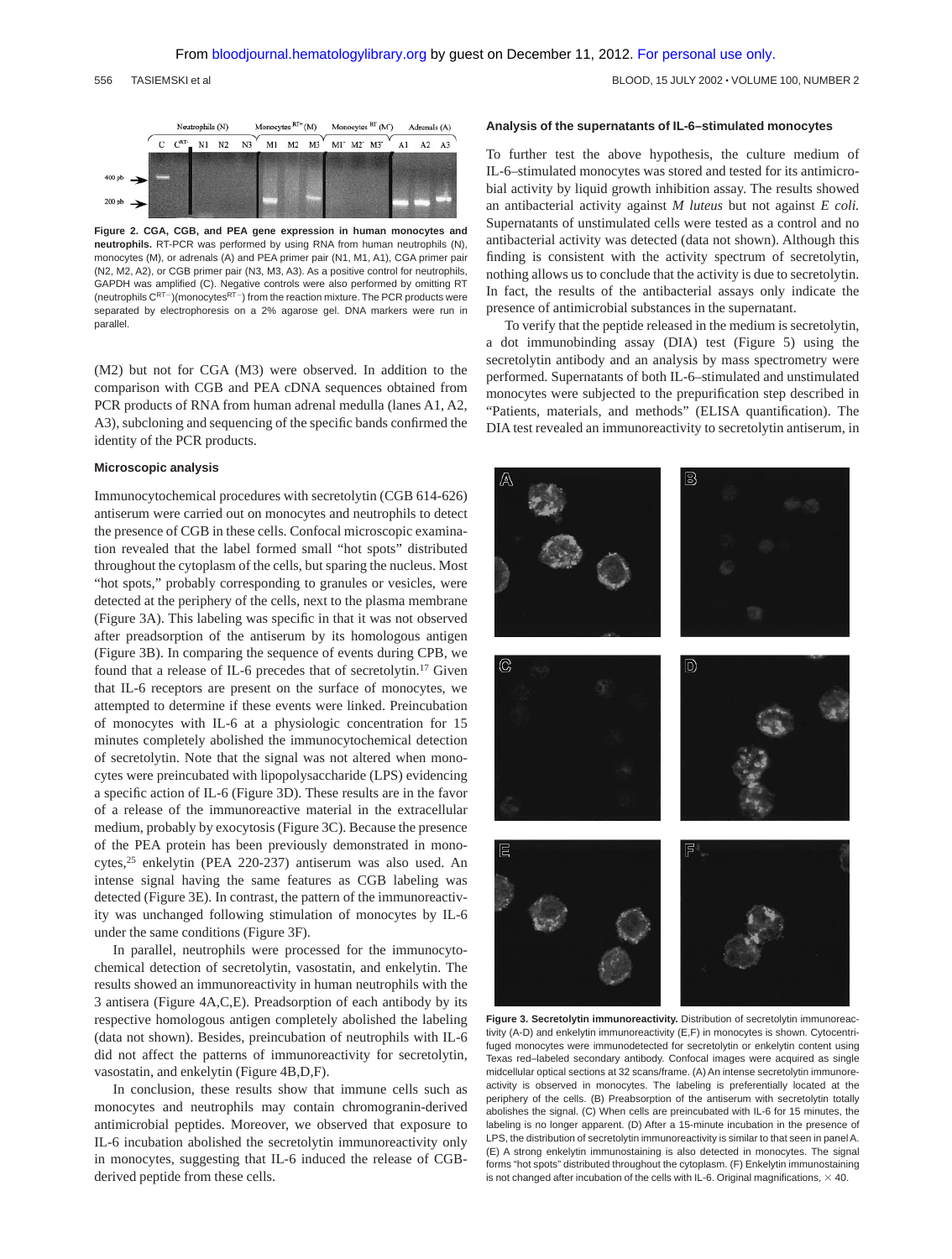**Figure 2. CGA, CGB, and PEA gene expression in human monocytes and neutrophils.** RT-PCR was performed by using RNA from human neutrophils (N), monocytes (M), or adrenals (A) and PEA primer pair (N1, M1, A1), CGA primer pair (N2, M2, A2), or CGB primer pair (N3, M3, A3). As a positive control for neutrophils, GAPDH was amplified (C). Negative controls were also performed by omitting RT (neutrophils $C^{RT-}$)(monocytes$^{RT-}$) from the reaction mixture. The PCR products were separated by electrophoresis on a 2% agarose gel. DNA markers were run in parallel.

(M2) but not for CGA (M3) were observed. In addition to the comparison with CGB and PEA cDNA sequences obtained from PCR products of RNA from human adrenal medulla (lanes A1, A2, A3), subcloning and sequencing of the specific bands confirmed the identity of the PCR products.

### Microscopic analysis

Immunocytochemical procedures with secretolytin (CGB 614-626) antiserum were carried out on monocytes and neutrophils to detect the presence of CGB in these cells. Confocal microscopic examination revealed that the label formed small "hot spots" distributed throughout the cytoplasm of the cells, but sparing the nucleus. Most "hot spots," probably corresponding to granules or vesicles, were detected at the periphery of the cells, next to the plasma membrane (Figure 3A). This labeling was specific in that it was not observed after preadsorption of the antiserum by its homologous antigen (Figure 3B). In comparing the sequence of events during CPB, we found that a release of IL-6 precedes that of secretolytin.[17] Given that IL-6 receptors are present on the surface of monocytes, we attempted to determine if these events were linked. Preincubation of monocytes with IL-6 at a physiologic concentration for 15 minutes completely abolished the immunocytochemical detection of secretolytin. Note that the signal was not altered when monocytes were preincubated with lipopolysaccharide (LPS) evidencing a specific action of IL-6 (Figure 3D). These results are in the favor of a release of the immunoreactive material in the extracellular medium, probably by exocytosis (Figure 3C). Because the presence of the PEA protein has been previously demonstrated in monocytes,[25] enkelytin (PEA 220-237) antiserum was also used. An intense signal having the same features as CGB labeling was detected (Figure 3E). In contrast, the pattern of the immunoreactivity was unchanged following stimulation of monocytes by IL-6 under the same conditions (Figure 3F).

In parallel, neutrophils were processed for the immunocytochemical detection of secretolytin, vasostatin, and enkelytin. The results showed an immunoreactivity in human neutrophils with the 3 antisera (Figure 4A,C,E). Preadsorption of each antibody by its respective homologous antigen completely abolished the labeling (data not shown). Besides, preincubation of neutrophils with IL-6 did not affect the patterns of immunoreactivity for secretolytin, vasostatin, and enkelytin (Figure 4B,D,F).

In conclusion, these results show that immune cells such as monocytes and neutrophils may contain chromogranin-derived antimicrobial peptides. Moreover, we observed that exposure to IL-6 incubation abolished the secretolytin immunoreactivity only in monocytes, suggesting that IL-6 induced the release of CGB-derived peptide from these cells.

### Analysis of the supernatants of IL-6–stimulated monocytes

To further test the above hypothesis, the culture medium of IL-6–stimulated monocytes was stored and tested for its antimicrobial activity by liquid growth inhibition assay. The results showed an antibacterial activity against *M luteus* but not against *E coli.* Supernatants of unstimulated cells were tested as a control and no antibacterial activity was detected (data not shown). Although this finding is consistent with the activity spectrum of secretolytin, nothing allows us to conclude that the activity is due to secretolytin. In fact, the results of the antibacterial assays only indicate the presence of antimicrobial substances in the supernatant.

To verify that the peptide released in the medium is secretolytin, a dot immunobinding assay (DIA) test (Figure 5) using the secretolytin antibody and an analysis by mass spectrometry were performed. Supernatants of both IL-6–stimulated and unstimulated monocytes were subjected to the prepurification step described in "Patients, materials, and methods" (ELISA quantification). The DIA test revealed an immunoreactivity to secretolytin antiserum, in

**Figure 3. Secretolytin immunoreactivity.** Distribution of secretolytin immunoreactivity (A-D) and enkelytin immunoreactivity (E,F) in monocytes is shown. Cytocentrifuged monocytes were immunodetected for secretolytin or enkelytin content using Texas red–labeled secondary antibody. Confocal images were acquired as single midcellular optical sections at 32 scans/frame. (A) An intense secretolytin immunoreactivity is observed in monocytes. The labeling is preferentially located at the periphery of the cells. (B) Preabsorption of the antiserum with secretolytin totally abolishes the signal. (C) When cells are preincubated with IL-6 for 15 minutes, the labeling is no longer apparent. (D) After a 15-minute incubation in the presence of LPS, the distribution of secretolytin immunoreactivity is similar to that seen in panel A. (E) A strong enkelytin immunostaining is also detected in monocytes. The signal forms "hot spots" distributed throughout the cytoplasm. (F) Enkelytin immunostaining is not changed after incubation of the cells with IL-6. Original magnifications, × 40.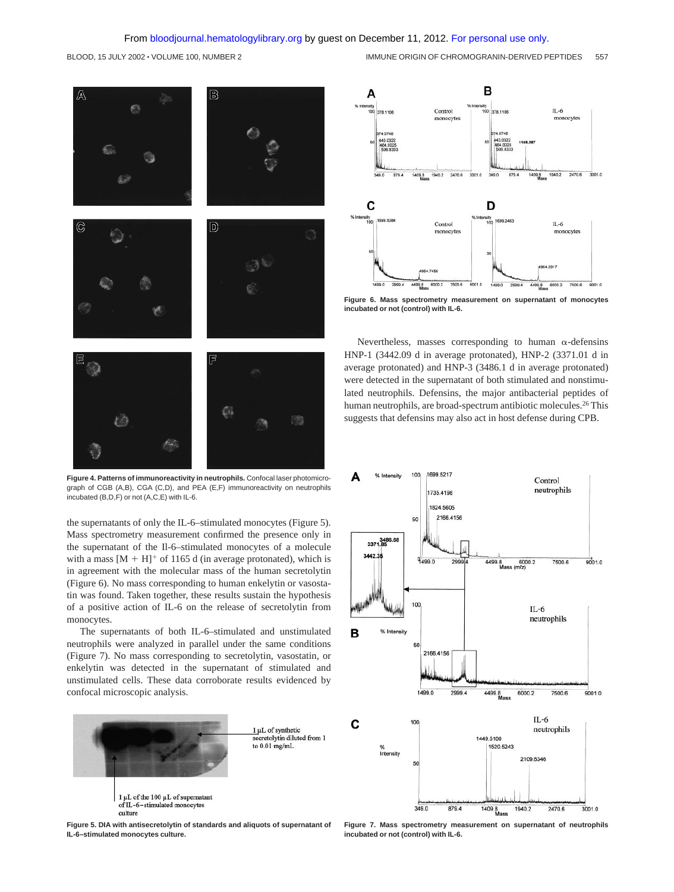**Figure 4. Patterns of immunoreactivity in neutrophils.** Confocal laser photomicrograph of CGB (A,B), CGA (C,D), and PEA (E,F) immunoreactivity on neutrophils incubated (B,D,F) or not (A,C,E) with IL-6.

the supernatants of only the IL-6–stimulated monocytes (Figure 5). Mass spectrometry measurement confirmed the presence only in the supernatant of the Il-6–stimulated monocytes of a molecule with a mass $[M + H]^+$ of 1165 d (in average protonated), which is in agreement with the molecular mass of the human secretolytin (Figure 6). No mass corresponding to human enkelytin or vasostatin was found. Taken together, these results sustain the hypothesis of a positive action of IL-6 on the release of secretolytin from monocytes.

The supernatants of both IL-6–stimulated and unstimulated neutrophils were analyzed in parallel under the same conditions (Figure 7). No mass corresponding to secretolytin, vasostatin, or enkelytin was detected in the supernatant of stimulated and unstimulated cells. These data corroborate results evidenced by confocal microscopic analysis.

**Figure 5. DIA with antisecretolytin of standards and aliquots of supernatant of IL-6–stimulated monocytes culture.**

**Figure 6. Mass spectrometry measurement on supernatant of monocytes incubated or not (control) with IL-6.**

Nevertheless, masses corresponding to human α-defensins HNP-1 (3442.09 d in average protonated), HNP-2 (3371.01 d in average protonated) and HNP-3 (3486.1 d in average protonated) were detected in the supernatant of both stimulated and nonstimulated neutrophils. Defensins, the major antibacterial peptides of human neutrophils, are broad-spectrum antibiotic molecules.[26] This suggests that defensins may also act in host defense during CPB.

**Figure 7. Mass spectrometry measurement on supernatant of neutrophils incubated or not (control) with IL-6.**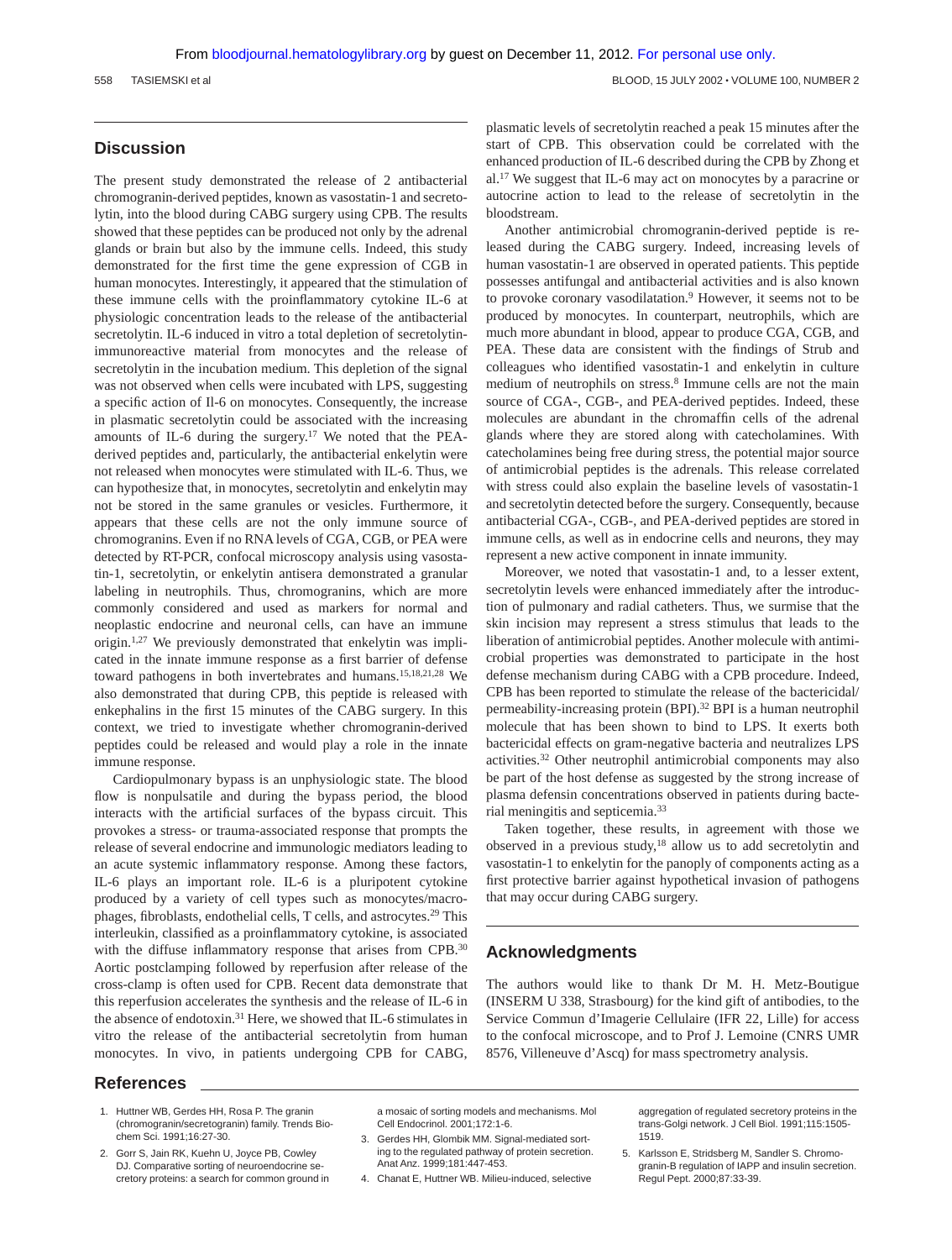## Discussion

The present study demonstrated the release of 2 antibacterial chromogranin-derived peptides, known as vasostatin-1 and secretolytin, into the blood during CABG surgery using CPB. The results showed that these peptides can be produced not only by the adrenal glands or brain but also by the immune cells. Indeed, this study demonstrated for the first time the gene expression of CGB in human monocytes. Interestingly, it appeared that the stimulation of these immune cells with the proinflammatory cytokine IL-6 at physiologic concentration leads to the release of the antibacterial secretolytin. IL-6 induced in vitro a total depletion of secretolytin-immunoreactive material from monocytes and the release of secretolytin in the incubation medium. This depletion of the signal was not observed when cells were incubated with LPS, suggesting a specific action of Il-6 on monocytes. Consequently, the increase in plasmatic secretolytin could be associated with the increasing amounts of IL-6 during the surgery.[17] We noted that the PEA-derived peptides and, particularly, the antibacterial enkelytin were not released when monocytes were stimulated with IL-6. Thus, we can hypothesize that, in monocytes, secretolytin and enkelytin may not be stored in the same granules or vesicles. Furthermore, it appears that these cells are not the only immune source of chromogranins. Even if no RNA levels of CGA, CGB, or PEA were detected by RT-PCR, confocal microscopy analysis using vasostatin-1, secretolytin, or enkelytin antisera demonstrated a granular labeling in neutrophils. Thus, chromogranins, which are more commonly considered and used as markers for normal and neoplastic endocrine and neuronal cells, can have an immune origin.[1,27] We previously demonstrated that enkelytin was implicated in the innate immune response as a first barrier of defense toward pathogens in both invertebrates and humans.[15,18,21,28] We also demonstrated that during CPB, this peptide is released with enkephalins in the first 15 minutes of the CABG surgery. In this context, we tried to investigate whether chromogranin-derived peptides could be released and would play a role in the innate immune response.

Cardiopulmonary bypass is an unphysiologic state. The blood flow is nonpulsatile and during the bypass period, the blood interacts with the artificial surfaces of the bypass circuit. This provokes a stress- or trauma-associated response that prompts the release of several endocrine and immunologic mediators leading to an acute systemic inflammatory response. Among these factors, IL-6 plays an important role. IL-6 is a pluripotent cytokine produced by a variety of cell types such as monocytes/macrophages, fibroblasts, endothelial cells, T cells, and astrocytes.[29] This interleukin, classified as a proinflammatory cytokine, is associated with the diffuse inflammatory response that arises from CPB.[30] Aortic postclamping followed by reperfusion after release of the cross-clamp is often used for CPB. Recent data demonstrate that this reperfusion accelerates the synthesis and the release of IL-6 in the absence of endotoxin.[31] Here, we showed that IL-6 stimulates in vitro the release of the antibacterial secretolytin from human monocytes. In vivo, in patients undergoing CPB for CABG, plasmatic levels of secretolytin reached a peak 15 minutes after the start of CPB. This observation could be correlated with the enhanced production of IL-6 described during the CPB by Zhong et al.[17] We suggest that IL-6 may act on monocytes by a paracrine or autocrine action to lead to the release of secretolytin in the bloodstream.

Another antimicrobial chromogranin-derived peptide is released during the CABG surgery. Indeed, increasing levels of human vasostatin-1 are observed in operated patients. This peptide possesses antifungal and antibacterial activities and is also known to provoke coronary vasodilatation.[9] However, it seems not to be produced by monocytes. In counterpart, neutrophils, which are much more abundant in blood, appear to produce CGA, CGB, and PEA. These data are consistent with the findings of Strub and colleagues who identified vasostatin-1 and enkelytin in culture medium of neutrophils on stress.[8] Immune cells are not the main source of CGA-, CGB-, and PEA-derived peptides. Indeed, these molecules are abundant in the chromaffin cells of the adrenal glands where they are stored along with catecholamines. With catecholamines being free during stress, the potential major source of antimicrobial peptides is the adrenals. This release correlated with stress could also explain the baseline levels of vasostatin-1 and secretolytin detected before the surgery. Consequently, because antibacterial CGA-, CGB-, and PEA-derived peptides are stored in immune cells, as well as in endocrine cells and neurons, they may represent a new active component in innate immunity.

Moreover, we noted that vasostatin-1 and, to a lesser extent, secretolytin levels were enhanced immediately after the introduction of pulmonary and radial catheters. Thus, we surmise that the skin incision may represent a stress stimulus that leads to the liberation of antimicrobial peptides. Another molecule with antimicrobial properties was demonstrated to participate in the host defense mechanism during CABG with a CPB procedure. Indeed, CPB has been reported to stimulate the release of the bactericidal/permeability-increasing protein (BPI).[32] BPI is a human neutrophil molecule that has been shown to bind to LPS. It exerts both bactericidal effects on gram-negative bacteria and neutralizes LPS activities.[32] Other neutrophil antimicrobial components may also be part of the host defense as suggested by the strong increase of plasma defensin concentrations observed in patients during bacterial meningitis and septicemia.[33]

Taken together, these results, in agreement with those we observed in a previous study,[18] allow us to add secretolytin and vasostatin-1 to enkelytin for the panoply of components acting as a first protective barrier against hypothetical invasion of pathogens that may occur during CABG surgery.

## Acknowledgments

The authors would like to thank Dr M. H. Metz-Boutigue (INSERM U 338, Strasbourg) for the kind gift of antibodies, to the Service Commun d'Imagerie Cellulaire (IFR 22, Lille) for access to the confocal microscope, and to Prof J. Lemoine (CNRS UMR 8576, Villeneuve d'Ascq) for mass spectrometry analysis.

## References

1. Huttner WB, Gerdes HH, Rosa P. The granin (chromogranin/secretogranin) family. Trends Biochem Sci. 1991;16:27-30.
2. Gorr S, Jain RK, Kuehn U, Joyce PB, Cowley DJ. Comparative sorting of neuroendocrine secretory proteins: a search for common ground in a mosaic of sorting models and mechanisms. Mol Cell Endocrinol. 2001;172:1-6.
3. Gerdes HH, Glombik MM. Signal-mediated sorting to the regulated pathway of protein secretion. Anat Anz. 1999;181:447-453.
4. Chanat E, Huttner WB. Milieu-induced, selective aggregation of regulated secretory proteins in the trans-Golgi network. J Cell Biol. 1991;115:1505-1519.
5. Karlsson E, Stridsberg M, Sandler S. Chromogranin-B regulation of IAPP and insulin secretion. Regul Pept. 2000;87:33-39.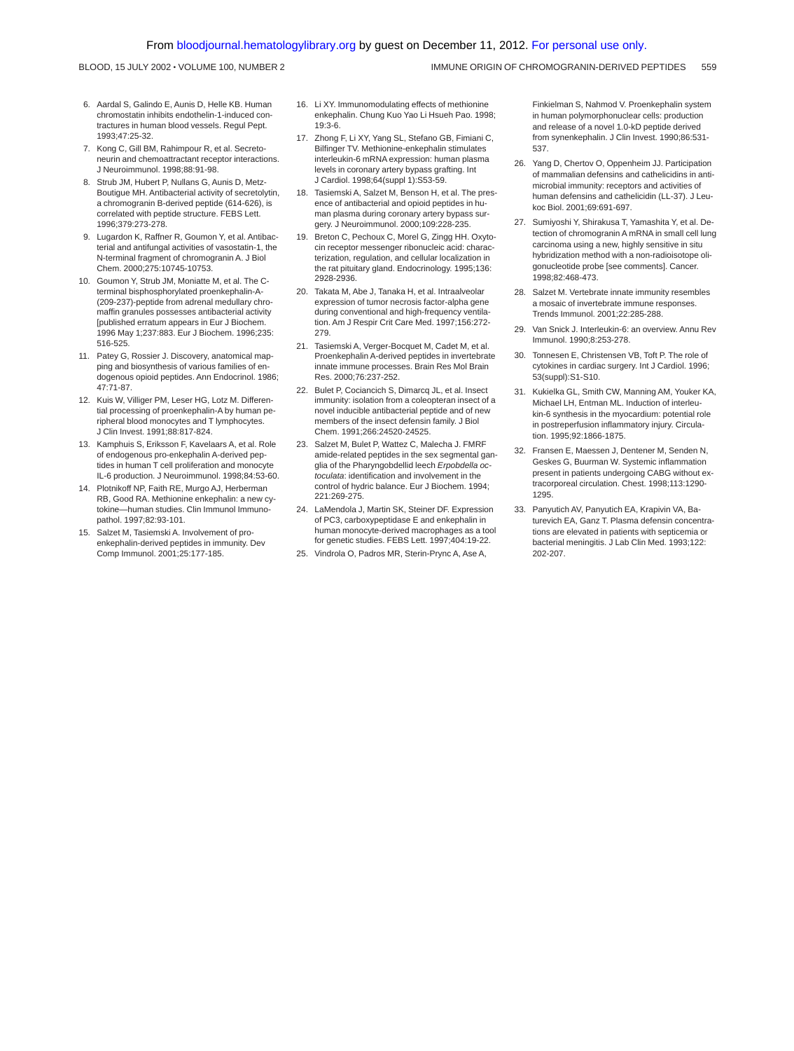6. Aardal S, Galindo E, Aunis D, Helle KB. Human chromostatin inhibits endothelin-1-induced contractures in human blood vessels. Regul Pept. 1993;47:25-32.
7. Kong C, Gill BM, Rahimpour R, et al. Secretoneurin and chemoattractant receptor interactions. J Neuroimmunol. 1998;88:91-98.
8. Strub JM, Hubert P, Nullans G, Aunis D, Metz-Boutigue MH. Antibacterial activity of secretolytin, a chromogranin B-derived peptide (614-626), is correlated with peptide structure. FEBS Lett. 1996;379:273-278.
9. Lugardon K, Raffner R, Goumon Y, et al. Antibacterial and antifungal activities of vasostatin-1, the N-terminal fragment of chromogranin A. J Biol Chem. 2000;275:10745-10753.
10. Goumon Y, Strub JM, Moniatte M, et al. The C-terminal bisphosphorylated proenkephalin-A-(209-237)-peptide from adrenal medullary chromaffin granules possesses antibacterial activity [published erratum appears in Eur J Biochem. 1996 May 1;237:883. Eur J Biochem. 1996;235: 516-525.
11. Patey G, Rossier J. Discovery, anatomical mapping and biosynthesis of various families of endogenous opioid peptides. Ann Endocrinol. 1986; 47:71-87.
12. Kuis W, Villiger PM, Leser HG, Lotz M. Differential processing of proenkephalin-A by human peripheral blood monocytes and T lymphocytes. J Clin Invest. 1991;88:817-824.
13. Kamphuis S, Eriksson F, Kavelaars A, et al. Role of endogenous pro-enkephalin A-derived peptides in human T cell proliferation and monocyte IL-6 production. J Neuroimmunol. 1998;84:53-60.
14. Plotnikoff NP, Faith RE, Murgo AJ, Herberman RB, Good RA. Methionine enkephalin: a new cytokine—human studies. Clin Immunol Immunopathol. 1997;82:93-101.
15. Salzet M, Tasiemski A. Involvement of pro-enkephalin-derived peptides in immunity. Dev Comp Immunol. 2001;25:177-185.
16. Li XY. Immunomodulating effects of methionine enkephalin. Chung Kuo Yao Li Hsueh Pao. 1998; 19:3-6.
17. Zhong F, Li XY, Yang SL, Stefano GB, Fimiani C, Bilfinger TV. Methionine-enkephalin stimulates interleukin-6 mRNA expression: human plasma levels in coronary artery bypass grafting. Int J Cardiol. 1998;64(suppl 1):S53-59.
18. Tasiemski A, Salzet M, Benson H, et al. The presence of antibacterial and opioid peptides in human plasma during coronary artery bypass surgery. J Neuroimmunol. 2000;109:228-235.
19. Breton C, Pechoux C, Morel G, Zingg HH. Oxytocin receptor messenger ribonucleic acid: characterization, regulation, and cellular localization in the rat pituitary gland. Endocrinology. 1995;136: 2928-2936.
20. Takata M, Abe J, Tanaka H, et al. Intraalveolar expression of tumor necrosis factor-alpha gene during conventional and high-frequency ventilation. Am J Respir Crit Care Med. 1997;156:272-279.
21. Tasiemski A, Verger-Bocquet M, Cadet M, et al. Proenkephalin A-derived peptides in invertebrate innate immune processes. Brain Res Mol Brain Res. 2000;76:237-252.
22. Bulet P, Cociancich S, Dimarcq JL, et al. Insect immunity: isolation from a coleopteran insect of a novel inducible antibacterial peptide and of new members of the insect defensin family. J Biol Chem. 1991;266:24520-24525.
23. Salzet M, Bulet P, Wattez C, Malecha J. FMRF amide-related peptides in the sex segmental ganglia of the Pharyngobdellid leech *Erpobdella octoculata*: identification and involvement in the control of hydric balance. Eur J Biochem. 1994; 221:269-275.
24. LaMendola J, Martin SK, Steiner DF. Expression of PC3, carboxypeptidase E and enkephalin in human monocyte-derived macrophages as a tool for genetic studies. FEBS Lett. 1997;404:19-22.
25. Vindrola O, Padros MR, Sterin-Prync A, Ase A, Finkielman S, Nahmod V. Proenkephalin system in human polymorphonuclear cells: production and release of a novel 1.0-kD peptide derived from synenkephalin. J Clin Invest. 1990;86:531-537.
26. Yang D, Chertov O, Oppenheim JJ. Participation of mammalian defensins and cathelicidins in antimicrobial immunity: receptors and activities of human defensins and cathelicidin (LL-37). J Leukoc Biol. 2001;69:691-697.
27. Sumiyoshi Y, Shirakusa T, Yamashita Y, et al. Detection of chromogranin A mRNA in small cell lung carcinoma using a new, highly sensitive in situ hybridization method with a non-radioisotope oligonucleotide probe [see comments]. Cancer. 1998;82:468-473.
28. Salzet M. Vertebrate innate immunity resembles a mosaic of invertebrate immune responses. Trends Immunol. 2001;22:285-288.
29. Van Snick J. Interleukin-6: an overview. Annu Rev Immunol. 1990;8:253-278.
30. Tonnesen E, Christensen VB, Toft P. The role of cytokines in cardiac surgery. Int J Cardiol. 1996; 53(suppl):S1-S10.
31. Kukielka GL, Smith CW, Manning AM, Youker KA, Michael LH, Entman ML. Induction of interleukin-6 synthesis in the myocardium: potential role in postreperfusion inflammatory injury. Circulation. 1995;92:1866-1875.
32. Fransen E, Maessen J, Dentener M, Senden N, Geskes G, Buurman W. Systemic inflammation present in patients undergoing CABG without extracorporeal circulation. Chest. 1998;113:1290-1295.
33. Panyutich AV, Panyutich EA, Krapivin VA, Baturevich EA, Ganz T. Plasma defensin concentrations are elevated in patients with septicemia or bacterial meningitis. J Lab Clin Med. 1993;122: 202-207.